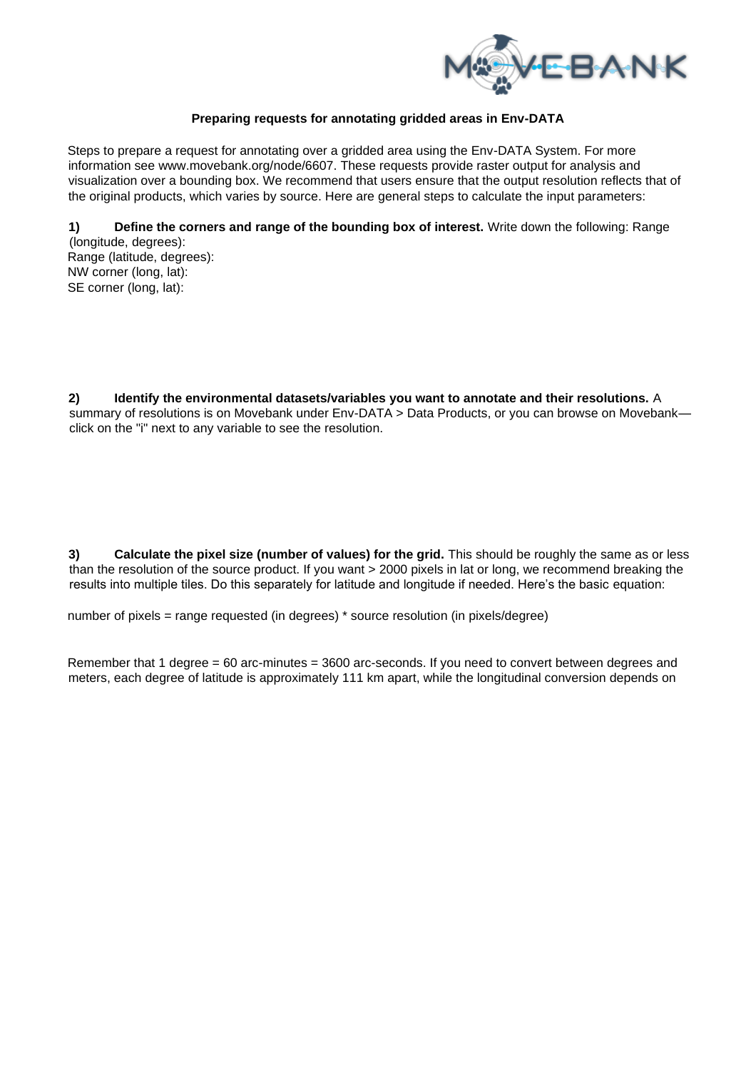**Preparing requests for annotating gridded areas in Env-DATA**

Steps to prepare a request for annotating over a gridded area using the Env-DATA System. For more information see www.movebank.org/node/6607. These requests provide raster output for analysis and visualization over a bounding box. We recommend that users ensure that the output resolution reflects that of the original products, which varies by source. Here are general steps to calculate the input parameters:

**1) Define the corners and range of the bounding box of interest.** Write down the following: Range (longitude, degrees):
Range (latitude, degrees):
NW corner (long, lat):
SE corner (long, lat):

**2) Identify the environmental datasets/variables you want to annotate and their resolutions.** A summary of resolutions is on Movebank under Env-DATA > Data Products, or you can browse on Movebank—click on the "i" next to any variable to see the resolution.

**3) Calculate the pixel size (number of values) for the grid.** This should be roughly the same as or less than the resolution of the source product. If you want > 2000 pixels in lat or long, we recommend breaking the results into multiple tiles. Do this separately for latitude and longitude if needed. Here's the basic equation:

number of pixels = range requested (in degrees) * source resolution (in pixels/degree)

Remember that 1 degree = 60 arc-minutes = 3600 arc-seconds. If you need to convert between degrees and meters, each degree of latitude is approximately 111 km apart, while the longitudinal conversion depends on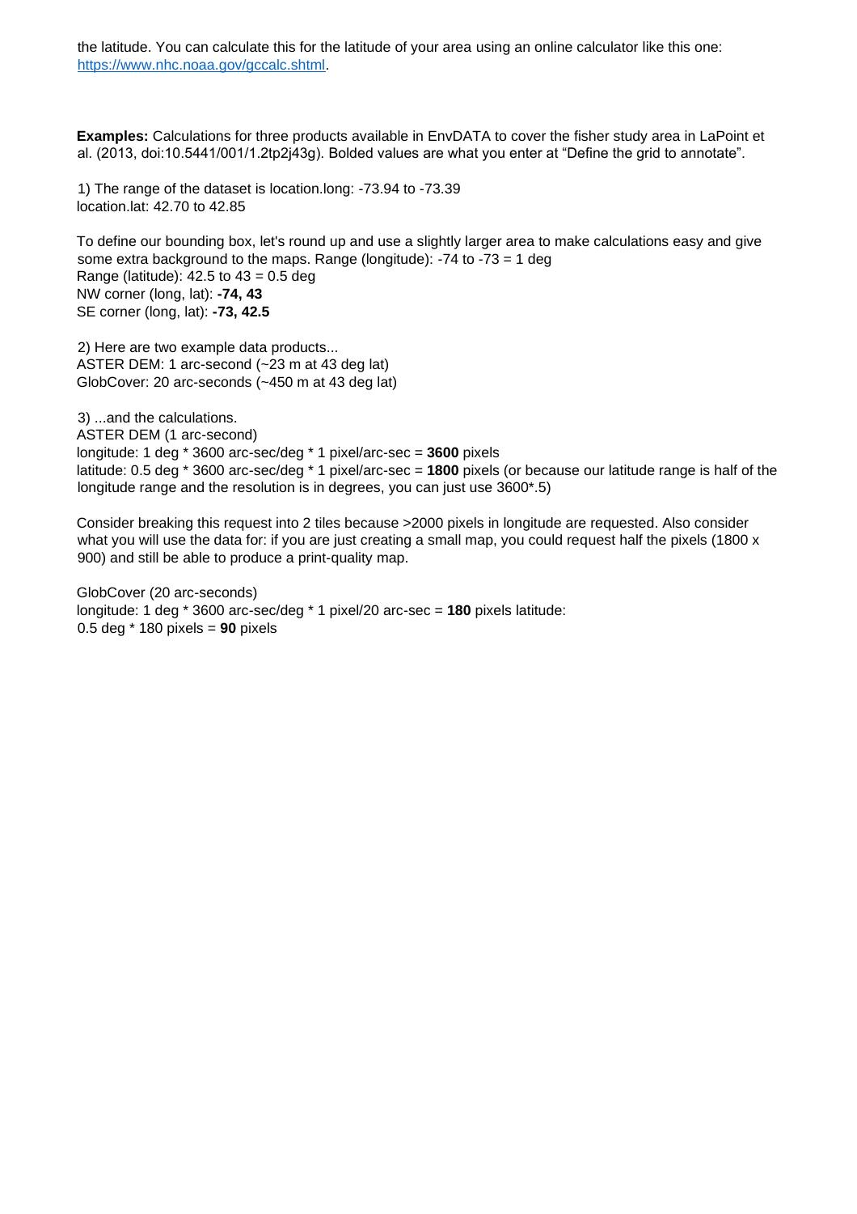the latitude. You can calculate this for the latitude of your area using an online calculator like this one: https://www.nhc.noaa.gov/gccalc.shtml.

**Examples:** Calculations for three products available in EnvDATA to cover the fisher study area in LaPoint et al. (2013, doi:10.5441/001/1.2tp2j43g). Bolded values are what you enter at "Define the grid to annotate".

1) The range of the dataset is location.long: -73.94 to -73.39
location.lat: 42.70 to 42.85

To define our bounding box, let's round up and use a slightly larger area to make calculations easy and give some extra background to the maps. Range (longitude): -74 to -73 = 1 deg
Range (latitude): 42.5 to 43 = 0.5 deg
NW corner (long, lat): **-74, 43**
SE corner (long, lat): **-73, 42.5**

2) Here are two example data products...
ASTER DEM: 1 arc-second (~23 m at 43 deg lat)
GlobCover: 20 arc-seconds (~450 m at 43 deg lat)

3) ...and the calculations.
ASTER DEM (1 arc-second)
longitude: 1 deg * 3600 arc-sec/deg * 1 pixel/arc-sec = **3600** pixels
latitude: 0.5 deg * 3600 arc-sec/deg * 1 pixel/arc-sec = **1800** pixels (or because our latitude range is half of the longitude range and the resolution is in degrees, you can just use 3600*.5)

Consider breaking this request into 2 tiles because >2000 pixels in longitude are requested. Also consider what you will use the data for: if you are just creating a small map, you could request half the pixels (1800 x 900) and still be able to produce a print-quality map.

GlobCover (20 arc-seconds)
longitude: 1 deg * 3600 arc-sec/deg * 1 pixel/20 arc-sec = **180** pixels latitude:
0.5 deg * 180 pixels = **90** pixels